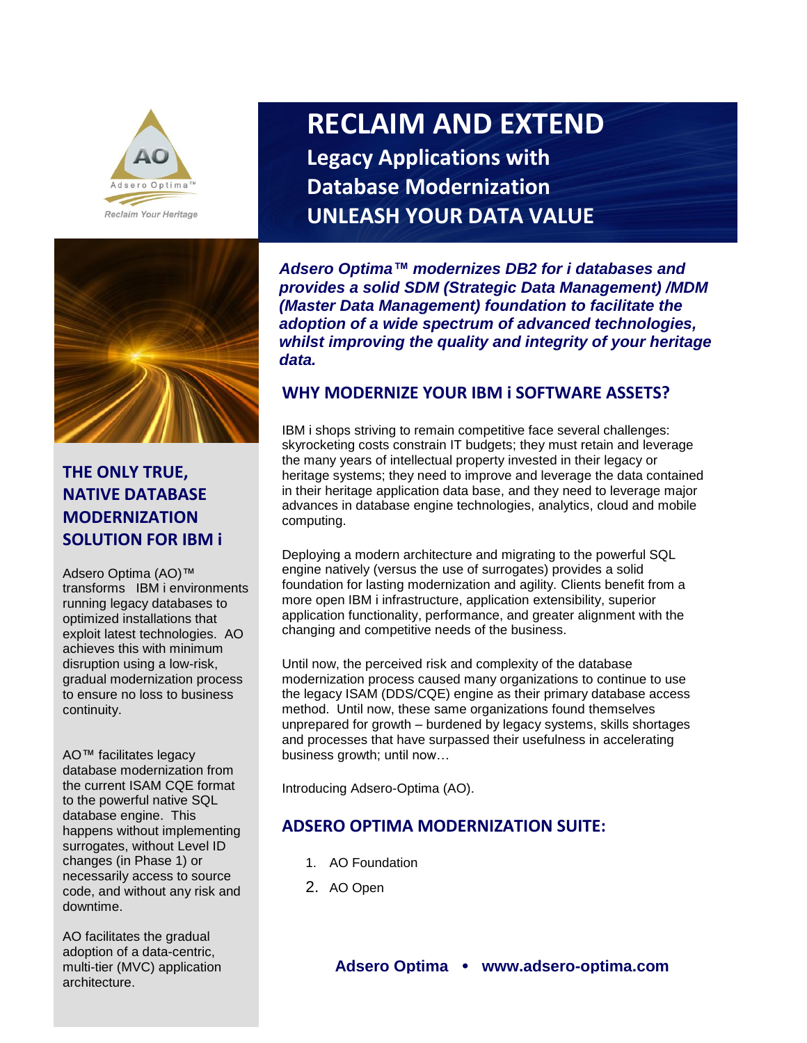Adsero Optima™

*Reclaim Your Heritage*

# RECLAIM AND EXTEND

## Legacy Applications with Database Modernization

## UNLEASH YOUR DATA VALUE

***Adsero Optima™ modernizes DB2 for i databases and provides a solid SDM (Strategic Data Management) /MDM (Master Data Management) foundation to facilitate the adoption of a wide spectrum of advanced technologies, whilst improving the quality and integrity of your heritage data.***

## WHY MODERNIZE YOUR IBM i SOFTWARE ASSETS?

IBM i shops striving to remain competitive face several challenges: skyrocketing costs constrain IT budgets; they must retain and leverage the many years of intellectual property invested in their legacy or heritage systems; they need to improve and leverage the data contained in their heritage application data base, and they need to leverage major advances in database engine technologies, analytics, cloud and mobile computing.

Deploying a modern architecture and migrating to the powerful SQL engine natively (versus the use of surrogates) provides a solid foundation for lasting modernization and agility. Clients benefit from a more open IBM i infrastructure, application extensibility, superior application functionality, performance, and greater alignment with the changing and competitive needs of the business.

Until now, the perceived risk and complexity of the database modernization process caused many organizations to continue to use the legacy ISAM (DDS/CQE) engine as their primary database access method. Until now, these same organizations found themselves unprepared for growth – burdened by legacy systems, skills shortages and processes that have surpassed their usefulness in accelerating business growth; until now…

Introducing Adsero-Optima (AO).

## ADSERO OPTIMA MODERNIZATION SUITE:

1. AO Foundation
2. AO Open

## THE ONLY TRUE, NATIVE DATABASE MODERNIZATION SOLUTION FOR IBM i

Adsero Optima (AO)™ transforms IBM i environments running legacy databases to optimized installations that exploit latest technologies. AO achieves this with minimum disruption using a low-risk, gradual modernization process to ensure no loss to business continuity.

AO™ facilitates legacy database modernization from the current ISAM CQE format to the powerful native SQL database engine. This happens without implementing surrogates, without Level ID changes (in Phase 1) or necessarily access to source code, and without any risk and downtime.

AO facilitates the gradual adoption of a data-centric, multi-tier (MVC) application architecture.

**Adsero Optima • www.adsero-optima.com**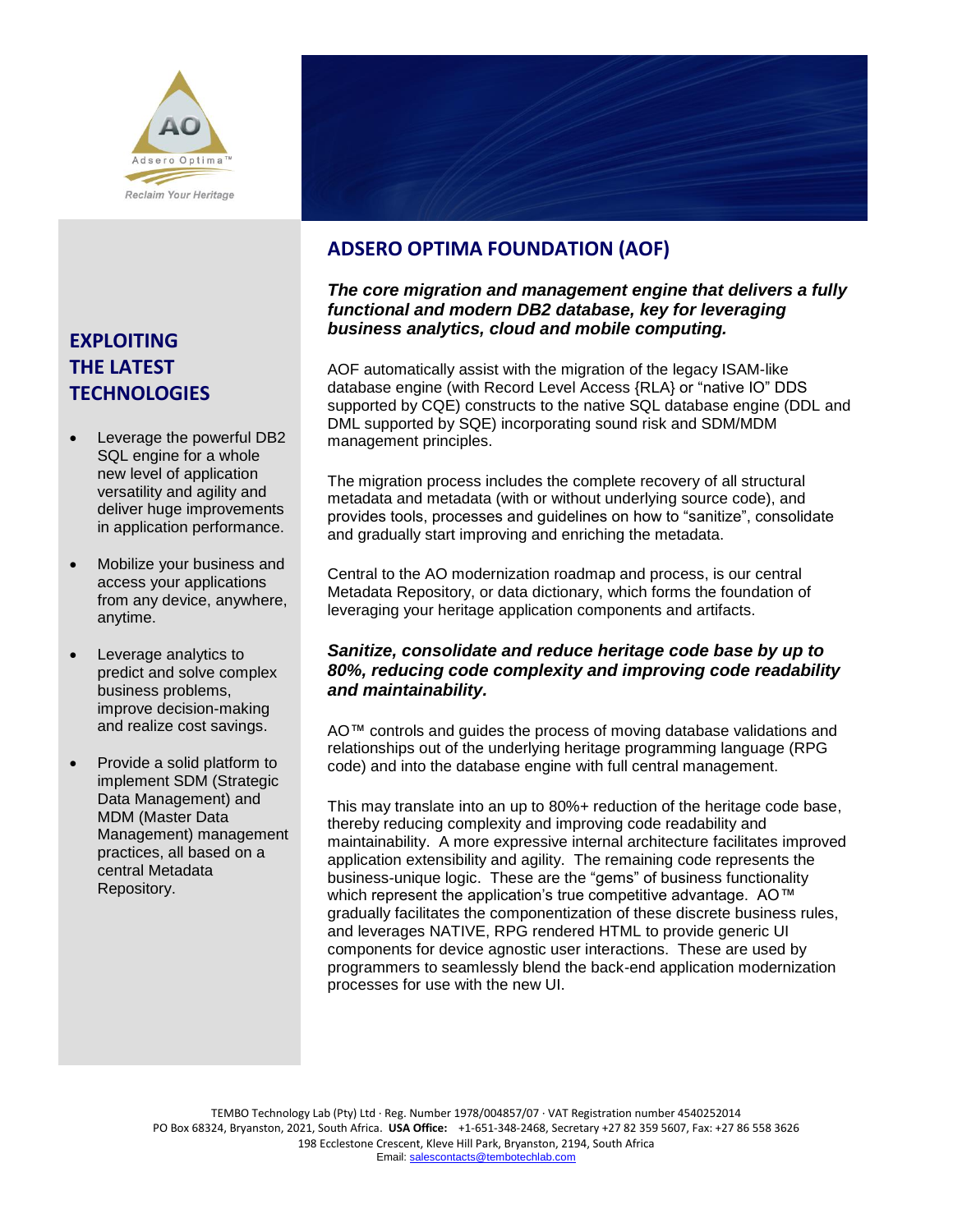## ADSERO OPTIMA FOUNDATION (AOF)

***The core migration and management engine that delivers a fully functional and modern DB2 database, key for leveraging business analytics, cloud and mobile computing.***

AOF automatically assist with the migration of the legacy ISAM-like database engine (with Record Level Access {RLA} or “native IO” DDS supported by CQE) constructs to the native SQL database engine (DDL and DML supported by SQE) incorporating sound risk and SDM/MDM management principles.

The migration process includes the complete recovery of all structural metadata and metadata (with or without underlying source code), and provides tools, processes and guidelines on how to “sanitize”, consolidate and gradually start improving and enriching the metadata.

Central to the AO modernization roadmap and process, is our central Metadata Repository, or data dictionary, which forms the foundation of leveraging your heritage application components and artifacts.

***Sanitize, consolidate and reduce heritage code base by up to 80%, reducing code complexity and improving code readability and maintainability.***

AO™ controls and guides the process of moving database validations and relationships out of the underlying heritage programming language (RPG code) and into the database engine with full central management.

This may translate into an up to 80%+ reduction of the heritage code base, thereby reducing complexity and improving code readability and maintainability. A more expressive internal architecture facilitates improved application extensibility and agility. The remaining code represents the business-unique logic. These are the “gems” of business functionality which represent the application’s true competitive advantage. AO™ gradually facilitates the componentization of these discrete business rules, and leverages NATIVE, RPG rendered HTML to provide generic UI components for device agnostic user interactions. These are used by programmers to seamlessly blend the back-end application modernization processes for use with the new UI.

## EXPLOITING THE LATEST TECHNOLOGIES

- Leverage the powerful DB2 SQL engine for a whole new level of application versatility and agility and deliver huge improvements in application performance.
- Mobilize your business and access your applications from any device, anywhere, anytime.
- Leverage analytics to predict and solve complex business problems, improve decision-making and realize cost savings.
- Provide a solid platform to implement SDM (Strategic Data Management) and MDM (Master Data Management) management practices, all based on a central Metadata Repository.

TEMBO Technology Lab (Pty) Ltd · Reg. Number 1978/004857/07 · VAT Registration number 4540252014
PO Box 68324, Bryanston, 2021, South Africa. **USA Office:** +1-651-348-2468, Secretary +27 82 359 5607, Fax: +27 86 558 3626
198 Ecclestone Crescent, Kleve Hill Park, Bryanston, 2194, South Africa
Email: salescontacts@tembotechlab.com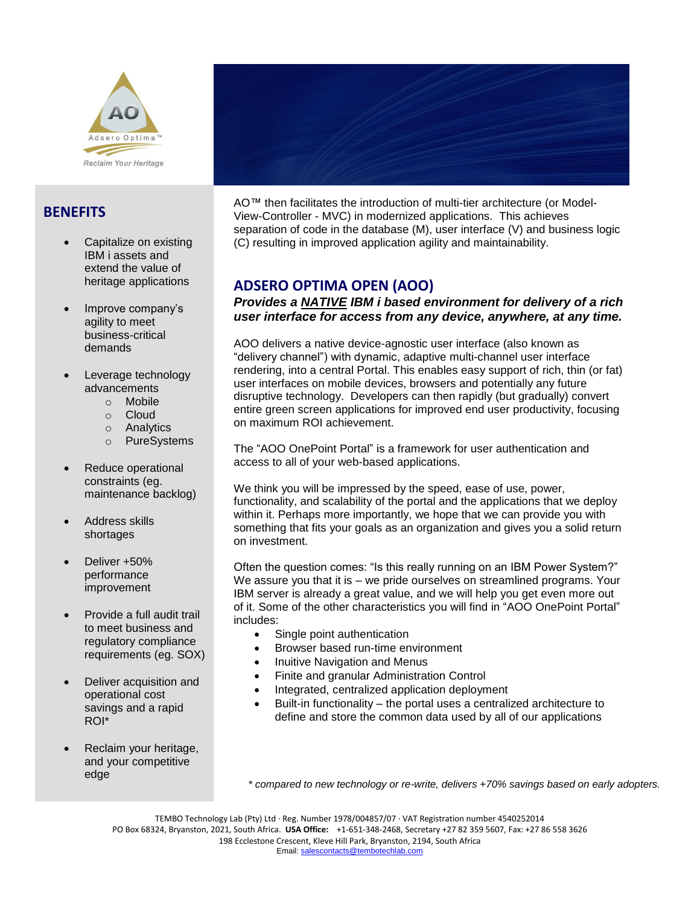Adsero Optima™

*Reclaim Your Heritage*

## BENEFITS

- Capitalize on existing IBM i assets and extend the value of heritage applications
- Improve company's agility to meet business-critical demands
- Leverage technology advancements
  - Mobile
  - Cloud
  - Analytics
  - PureSystems
- Reduce operational constraints (eg. maintenance backlog)
- Address skills shortages
- Deliver +50% performance improvement
- Provide a full audit trail to meet business and regulatory compliance requirements (eg. SOX)
- Deliver acquisition and operational cost savings and a rapid ROI*
- Reclaim your heritage, and your competitive edge

AO™ then facilitates the introduction of multi-tier architecture (or Model-View-Controller - MVC) in modernized applications. This achieves separation of code in the database (M), user interface (V) and business logic (C) resulting in improved application agility and maintainability.

## ADSERO OPTIMA OPEN (AOO)

***Provides a NATIVE IBM i based environment for delivery of a rich user interface for access from any device, anywhere, at any time.***

AOO delivers a native device-agnostic user interface (also known as "delivery channel") with dynamic, adaptive multi-channel user interface rendering, into a central Portal. This enables easy support of rich, thin (or fat) user interfaces on mobile devices, browsers and potentially any future disruptive technology. Developers can then rapidly (but gradually) convert entire green screen applications for improved end user productivity, focusing on maximum ROI achievement.

The "AOO OnePoint Portal" is a framework for user authentication and access to all of your web-based applications.

We think you will be impressed by the speed, ease of use, power, functionality, and scalability of the portal and the applications that we deploy within it. Perhaps more importantly, we hope that we can provide you with something that fits your goals as an organization and gives you a solid return on investment.

Often the question comes: "Is this really running on an IBM Power System?" We assure you that it is – we pride ourselves on streamlined programs. Your IBM server is already a great value, and we will help you get even more out of it. Some of the other characteristics you will find in "AOO OnePoint Portal" includes:

- Single point authentication
- Browser based run-time environment
- Inuitive Navigation and Menus
- Finite and granular Administration Control
- Integrated, centralized application deployment
- Built-in functionality – the portal uses a centralized architecture to define and store the common data used by all of our applications

*\* compared to new technology or re-write, delivers +70% savings based on early adopters.*

TEMBO Technology Lab (Pty) Ltd · Reg. Number 1978/004857/07 · VAT Registration number 4540252014
PO Box 68324, Bryanston, 2021, South Africa. **USA Office:** +1-651-348-2468, Secretary +27 82 359 5607, Fax: +27 86 558 3626
198 Ecclestone Crescent, Kleve Hill Park, Bryanston, 2194, South Africa
Email: salescontacts@tembotechlab.com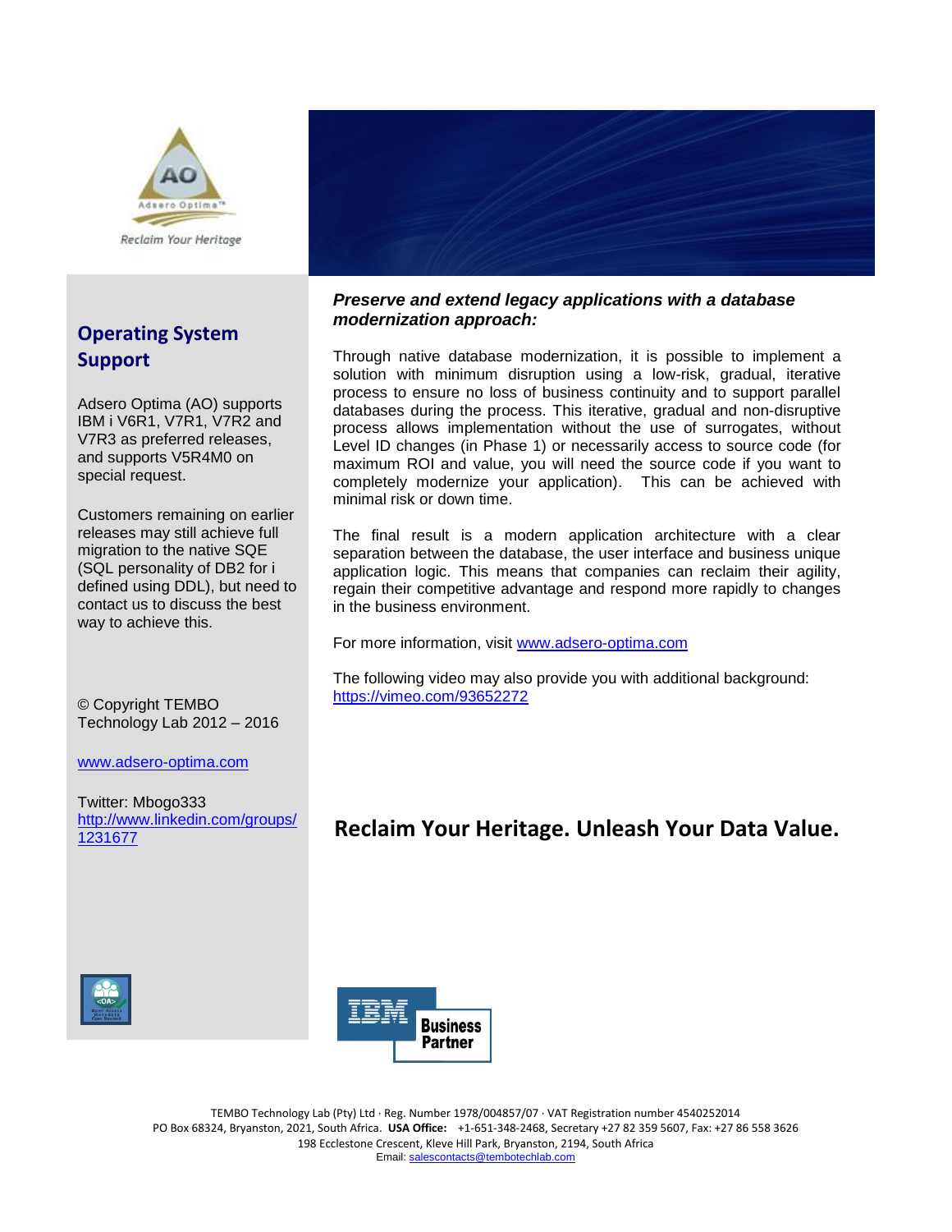## Operating System Support

Adsero Optima (AO) supports IBM i V6R1, V7R1, V7R2 and V7R3 as preferred releases, and supports V5R4M0 on special request.

Customers remaining on earlier releases may still achieve full migration to the native SQE (SQL personality of DB2 for i defined using DDL), but need to contact us to discuss the best way to achieve this.

© Copyright TEMBO Technology Lab 2012 – 2016

www.adsero-optima.com

Twitter: Mbogo333
http://www.linkedin.com/groups/1231677

***Preserve and extend legacy applications with a database modernization approach:***

Through native database modernization, it is possible to implement a solution with minimum disruption using a low-risk, gradual, iterative process to ensure no loss of business continuity and to support parallel databases during the process. This iterative, gradual and non-disruptive process allows implementation without the use of surrogates, without Level ID changes (in Phase 1) or necessarily access to source code (for maximum ROI and value, you will need the source code if you want to completely modernize your application). This can be achieved with minimal risk or down time.

The final result is a modern application architecture with a clear separation between the database, the user interface and business unique application logic. This means that companies can reclaim their agility, regain their competitive advantage and respond more rapidly to changes in the business environment.

For more information, visit www.adsero-optima.com

The following video may also provide you with additional background: https://vimeo.com/93652272

**Reclaim Your Heritage. Unleash Your Data Value.**

TEMBO Technology Lab (Pty) Ltd · Reg. Number 1978/004857/07 · VAT Registration number 4540252014
PO Box 68324, Bryanston, 2021, South Africa. **USA Office:** +1-651-348-2468, Secretary +27 82 359 5607, Fax: +27 86 558 3626
198 Ecclestone Crescent, Kleve Hill Park, Bryanston, 2194, South Africa
Email: salescontacts@tembotechlab.com